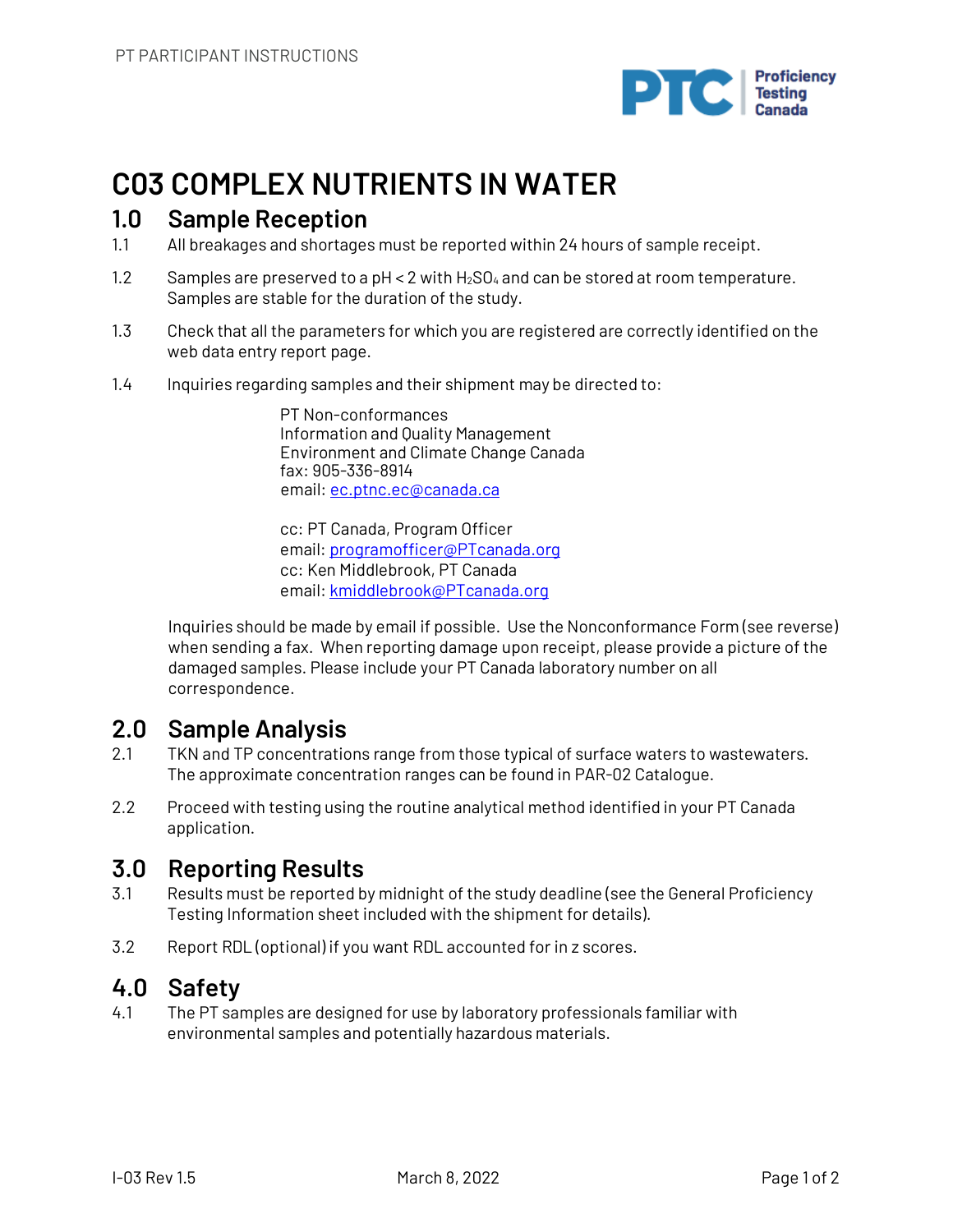# C03 COMPLEX NUTRIENTS IN WATER

## 1.0 Sample Reception

1.1 All breakages and shortages must be reported within 24 hours of sample receipt.

1.2 Samples are preserved to a pH < 2 with $H_2SO_4$ and can be stored at room temperature. Samples are stable for the duration of the study.

1.3 Check that all the parameters for which you are registered are correctly identified on the web data entry report page.

1.4 Inquiries regarding samples and their shipment may be directed to:

PT Non-conformances
Information and Quality Management
Environment and Climate Change Canada
fax: 905-336-8914
email: ec.ptnc.ec@canada.ca

cc: PT Canada, Program Officer
email: programofficer@PTcanada.org
cc: Ken Middlebrook, PT Canada
email: kmiddlebrook@PTcanada.org

Inquiries should be made by email if possible. Use the Nonconformance Form (see reverse) when sending a fax. When reporting damage upon receipt, please provide a picture of the damaged samples. Please include your PT Canada laboratory number on all correspondence.

## 2.0 Sample Analysis

2.1 TKN and TP concentrations range from those typical of surface waters to wastewaters. The approximate concentration ranges can be found in PAR-02 Catalogue.

2.2 Proceed with testing using the routine analytical method identified in your PT Canada application.

## 3.0 Reporting Results

3.1 Results must be reported by midnight of the study deadline (see the General Proficiency Testing Information sheet included with the shipment for details).

3.2 Report RDL (optional) if you want RDL accounted for in z scores.

## 4.0 Safety

4.1 The PT samples are designed for use by laboratory professionals familiar with environmental samples and potentially hazardous materials.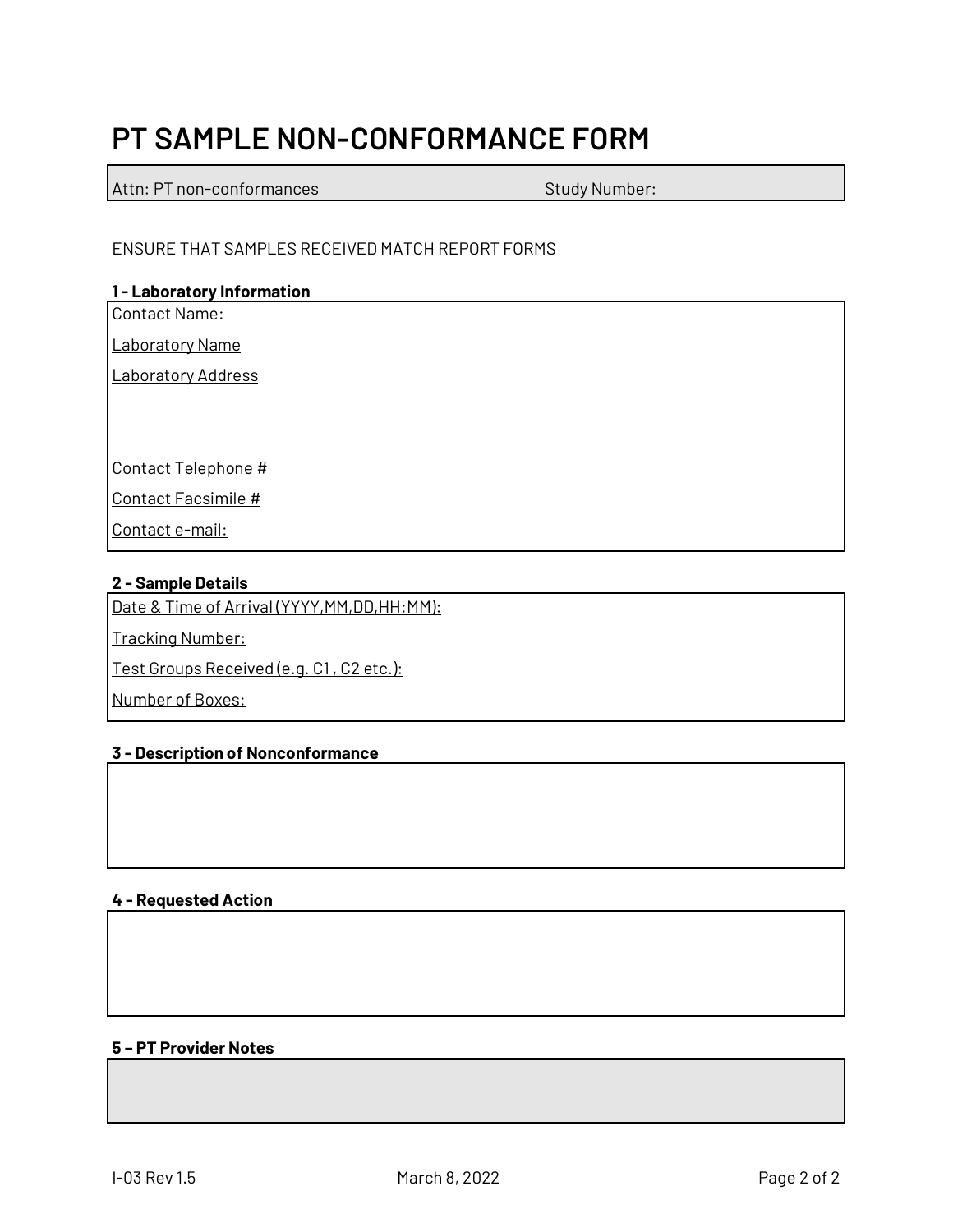# PT SAMPLE NON-CONFORMANCE FORM

| | |
|---|---|
| Attn: PT non-conformances | Study Number: |

ENSURE THAT SAMPLES RECEIVED MATCH REPORT FORMS

**1 - Laboratory Information**

Contact Name:

Laboratory Name

Laboratory Address

Contact Telephone #

Contact Facsimile #

Contact e-mail:

**2 - Sample Details**

Date & Time of Arrival (YYYY,MM,DD,HH:MM):

Tracking Number:

Test Groups Received (e.g. C1 , C2 etc.):

Number of Boxes:

**3 - Description of Nonconformance**

**4 - Requested Action**

**5 – PT Provider Notes**

I-03 Rev 1.5 March 8, 2022